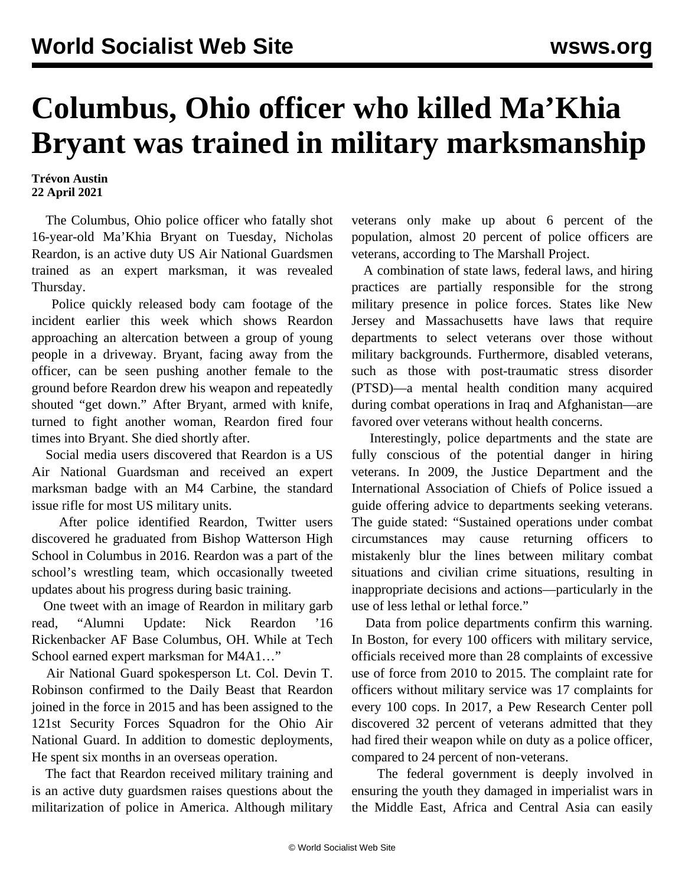# Columbus, Ohio officer who killed Ma'Khia Bryant was trained in military marksmanship

**Trévon Austin**
**22 April 2021**

The Columbus, Ohio police officer who fatally shot 16-year-old Ma'Khia Bryant on Tuesday, Nicholas Reardon, is an active duty US Air National Guardsmen trained as an expert marksman, it was revealed Thursday.

Police quickly released body cam footage of the incident earlier this week which shows Reardon approaching an altercation between a group of young people in a driveway. Bryant, facing away from the officer, can be seen pushing another female to the ground before Reardon drew his weapon and repeatedly shouted "get down." After Bryant, armed with knife, turned to fight another woman, Reardon fired four times into Bryant. She died shortly after.

Social media users discovered that Reardon is a US Air National Guardsman and received an expert marksman badge with an M4 Carbine, the standard issue rifle for most US military units.

After police identified Reardon, Twitter users discovered he graduated from Bishop Watterson High School in Columbus in 2016. Reardon was a part of the school's wrestling team, which occasionally tweeted updates about his progress during basic training.

One tweet with an image of Reardon in military garb read, "Alumni Update: Nick Reardon '16 Rickenbacker AF Base Columbus, OH. While at Tech School earned expert marksman for M4A1…"

Air National Guard spokesperson Lt. Col. Devin T. Robinson confirmed to the Daily Beast that Reardon joined in the force in 2015 and has been assigned to the 121st Security Forces Squadron for the Ohio Air National Guard. In addition to domestic deployments, He spent six months in an overseas operation.

The fact that Reardon received military training and is an active duty guardsmen raises questions about the militarization of police in America. Although military veterans only make up about 6 percent of the population, almost 20 percent of police officers are veterans, according to The Marshall Project.

A combination of state laws, federal laws, and hiring practices are partially responsible for the strong military presence in police forces. States like New Jersey and Massachusetts have laws that require departments to select veterans over those without military backgrounds. Furthermore, disabled veterans, such as those with post-traumatic stress disorder (PTSD)—a mental health condition many acquired during combat operations in Iraq and Afghanistan—are favored over veterans without health concerns.

Interestingly, police departments and the state are fully conscious of the potential danger in hiring veterans. In 2009, the Justice Department and the International Association of Chiefs of Police issued a guide offering advice to departments seeking veterans. The guide stated: "Sustained operations under combat circumstances may cause returning officers to mistakenly blur the lines between military combat situations and civilian crime situations, resulting in inappropriate decisions and actions—particularly in the use of less lethal or lethal force."

Data from police departments confirm this warning. In Boston, for every 100 officers with military service, officials received more than 28 complaints of excessive use of force from 2010 to 2015. The complaint rate for officers without military service was 17 complaints for every 100 cops. In 2017, a Pew Research Center poll discovered 32 percent of veterans admitted that they had fired their weapon while on duty as a police officer, compared to 24 percent of non-veterans.

The federal government is deeply involved in ensuring the youth they damaged in imperialist wars in the Middle East, Africa and Central Asia can easily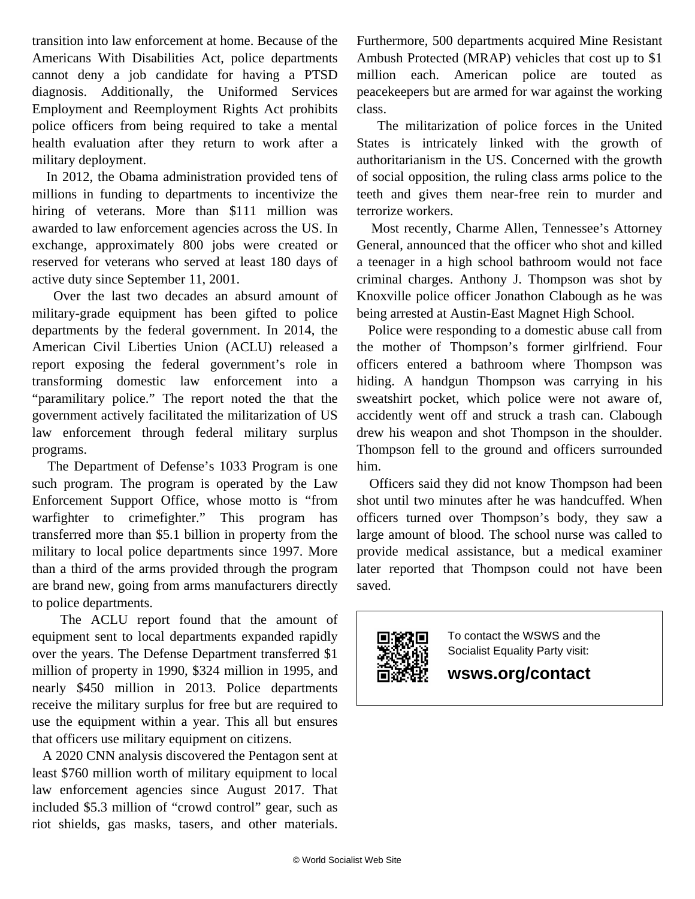transition into law enforcement at home. Because of the Americans With Disabilities Act, police departments cannot deny a job candidate for having a PTSD diagnosis. Additionally, the Uniformed Services Employment and Reemployment Rights Act prohibits police officers from being required to take a mental health evaluation after they return to work after a military deployment.

In 2012, the Obama administration provided tens of millions in funding to departments to incentivize the hiring of veterans. More than $111 million was awarded to law enforcement agencies across the US. In exchange, approximately 800 jobs were created or reserved for veterans who served at least 180 days of active duty since September 11, 2001.

Over the last two decades an absurd amount of military-grade equipment has been gifted to police departments by the federal government. In 2014, the American Civil Liberties Union (ACLU) released a report exposing the federal government's role in transforming domestic law enforcement into a "paramilitary police." The report noted the that the government actively facilitated the militarization of US law enforcement through federal military surplus programs.

The Department of Defense's 1033 Program is one such program. The program is operated by the Law Enforcement Support Office, whose motto is "from warfighter to crimefighter." This program has transferred more than $5.1 billion in property from the military to local police departments since 1997. More than a third of the arms provided through the program are brand new, going from arms manufacturers directly to police departments.

The ACLU report found that the amount of equipment sent to local departments expanded rapidly over the years. The Defense Department transferred $1 million of property in 1990, $324 million in 1995, and nearly $450 million in 2013. Police departments receive the military surplus for free but are required to use the equipment within a year. This all but ensures that officers use military equipment on citizens.

A 2020 CNN analysis discovered the Pentagon sent at least $760 million worth of military equipment to local law enforcement agencies since August 2017. That included $5.3 million of "crowd control" gear, such as riot shields, gas masks, tasers, and other materials. Furthermore, 500 departments acquired Mine Resistant Ambush Protected (MRAP) vehicles that cost up to $1 million each. American police are touted as peacekeepers but are armed for war against the working class.

The militarization of police forces in the United States is intricately linked with the growth of authoritarianism in the US. Concerned with the growth of social opposition, the ruling class arms police to the teeth and gives them near-free rein to murder and terrorize workers.

Most recently, Charme Allen, Tennessee's Attorney General, announced that the officer who shot and killed a teenager in a high school bathroom would not face criminal charges. Anthony J. Thompson was shot by Knoxville police officer Jonathon Clabough as he was being arrested at Austin-East Magnet High School.

Police were responding to a domestic abuse call from the mother of Thompson's former girlfriend. Four officers entered a bathroom where Thompson was hiding. A handgun Thompson was carrying in his sweatshirt pocket, which police were not aware of, accidently went off and struck a trash can. Clabough drew his weapon and shot Thompson in the shoulder. Thompson fell to the ground and officers surrounded him.

Officers said they did not know Thompson had been shot until two minutes after he was handcuffed. When officers turned over Thompson's body, they saw a large amount of blood. The school nurse was called to provide medical assistance, but a medical examiner later reported that Thompson could not have been saved.

To contact the WSWS and the Socialist Equality Party visit:

**wsws.org/contact**